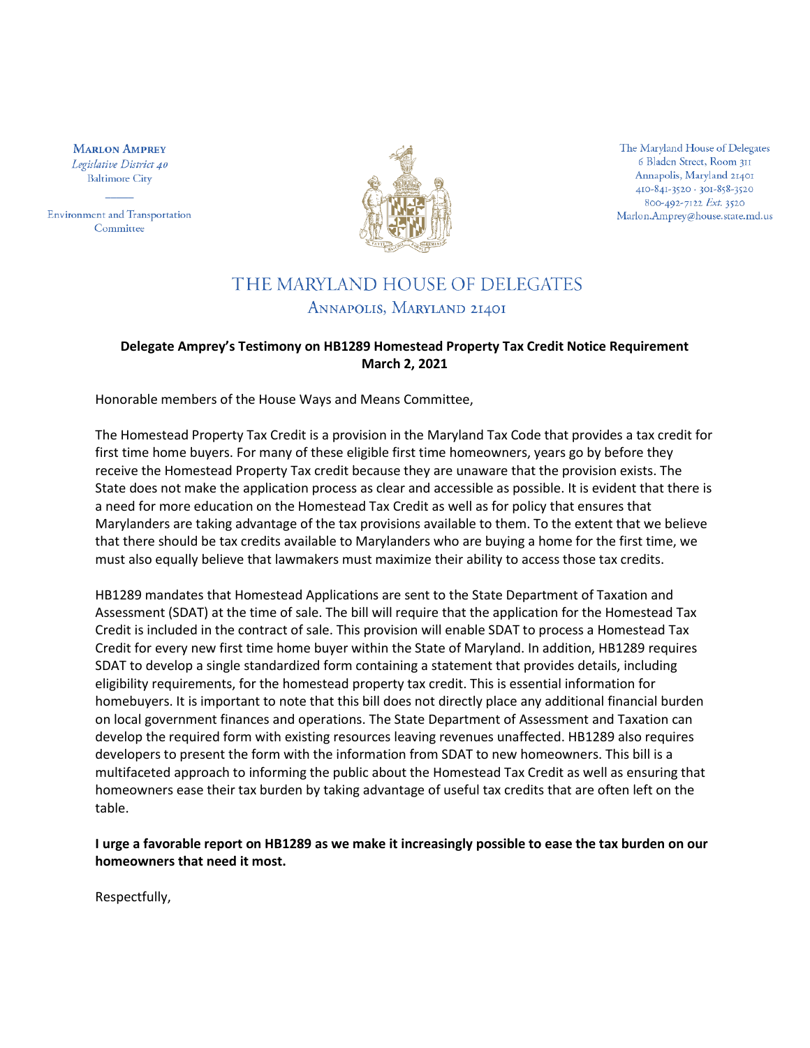**Marlon Amprey**
*Legislative District 40*
Baltimore City

Environment and Transportation Committee

The Maryland House of Delegates
6 Bladen Street, Room 311
Annapolis, Maryland 21401
410-841-3520 · 301-858-3520
800-492-7122 *Ext.* 3520
Marlon.Amprey@house.state.md.us

# THE MARYLAND HOUSE OF DELEGATES

ANNAPOLIS, MARYLAND 21401

**Delegate Amprey's Testimony on HB1289 Homestead Property Tax Credit Notice Requirement**
**March 2, 2021**

Honorable members of the House Ways and Means Committee,

The Homestead Property Tax Credit is a provision in the Maryland Tax Code that provides a tax credit for first time home buyers. For many of these eligible first time homeowners, years go by before they receive the Homestead Property Tax credit because they are unaware that the provision exists. The State does not make the application process as clear and accessible as possible. It is evident that there is a need for more education on the Homestead Tax Credit as well as for policy that ensures that Marylanders are taking advantage of the tax provisions available to them. To the extent that we believe that there should be tax credits available to Marylanders who are buying a home for the first time, we must also equally believe that lawmakers must maximize their ability to access those tax credits.

HB1289 mandates that Homestead Applications are sent to the State Department of Taxation and Assessment (SDAT) at the time of sale. The bill will require that the application for the Homestead Tax Credit is included in the contract of sale. This provision will enable SDAT to process a Homestead Tax Credit for every new first time home buyer within the State of Maryland. In addition, HB1289 requires SDAT to develop a single standardized form containing a statement that provides details, including eligibility requirements, for the homestead property tax credit. This is essential information for homebuyers. It is important to note that this bill does not directly place any additional financial burden on local government finances and operations. The State Department of Assessment and Taxation can develop the required form with existing resources leaving revenues unaffected. HB1289 also requires developers to present the form with the information from SDAT to new homeowners. This bill is a multifaceted approach to informing the public about the Homestead Tax Credit as well as ensuring that homeowners ease their tax burden by taking advantage of useful tax credits that are often left on the table.

**I urge a favorable report on HB1289 as we make it increasingly possible to ease the tax burden on our homeowners that need it most.**

Respectfully,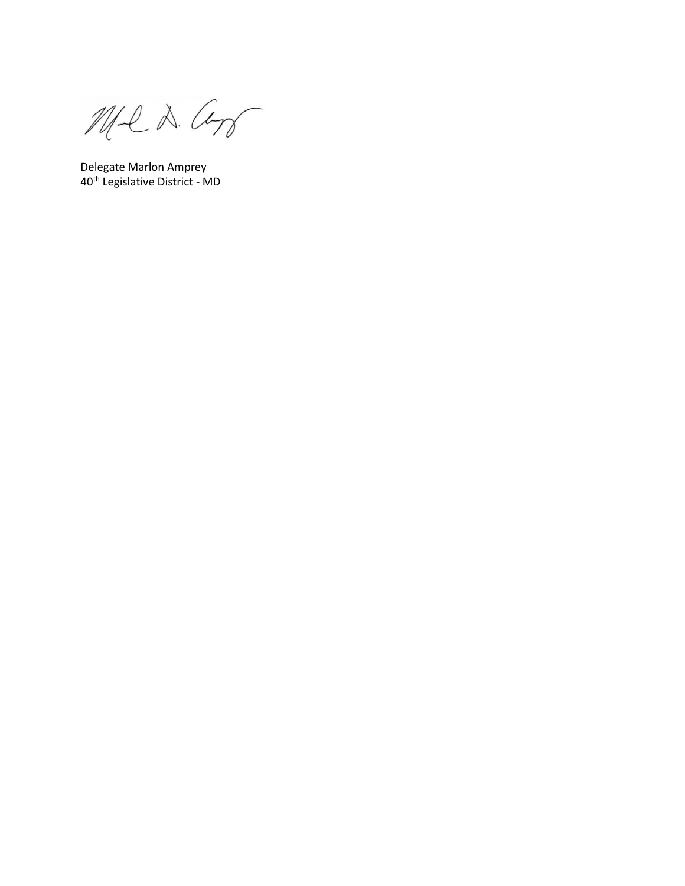Delegate Marlon Amprey
40th Legislative District - MD